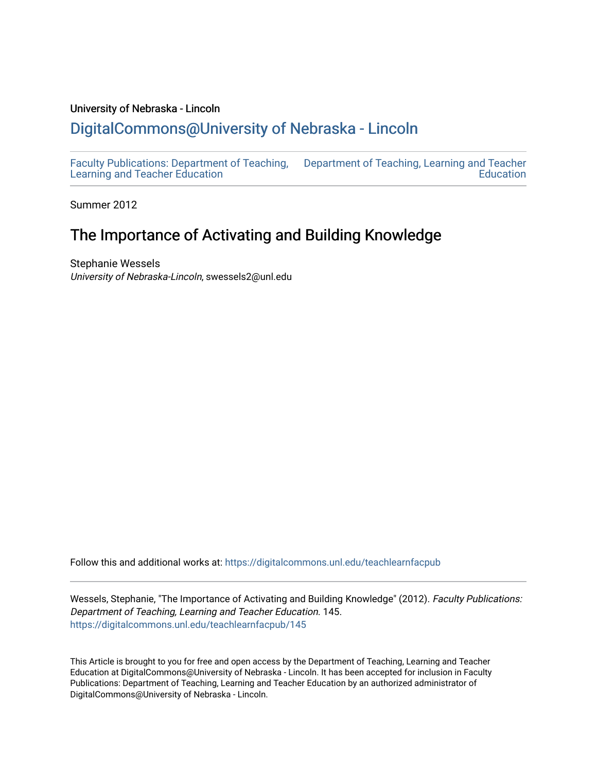University of Nebraska - Lincoln

## DigitalCommons@University of Nebraska - Lincoln

Faculty Publications: Department of Teaching, Learning and Teacher Education

Department of Teaching, Learning and Teacher Education

Summer 2012

# The Importance of Activating and Building Knowledge

Stephanie Wessels
*University of Nebraska-Lincoln*, swessels2@unl.edu

Follow this and additional works at: https://digitalcommons.unl.edu/teachlearnfacpub

Wessels, Stephanie, "The Importance of Activating and Building Knowledge" (2012). *Faculty Publications: Department of Teaching, Learning and Teacher Education*. 145.
https://digitalcommons.unl.edu/teachlearnfacpub/145

This Article is brought to you for free and open access by the Department of Teaching, Learning and Teacher Education at DigitalCommons@University of Nebraska - Lincoln. It has been accepted for inclusion in Faculty Publications: Department of Teaching, Learning and Teacher Education by an authorized administrator of DigitalCommons@University of Nebraska - Lincoln.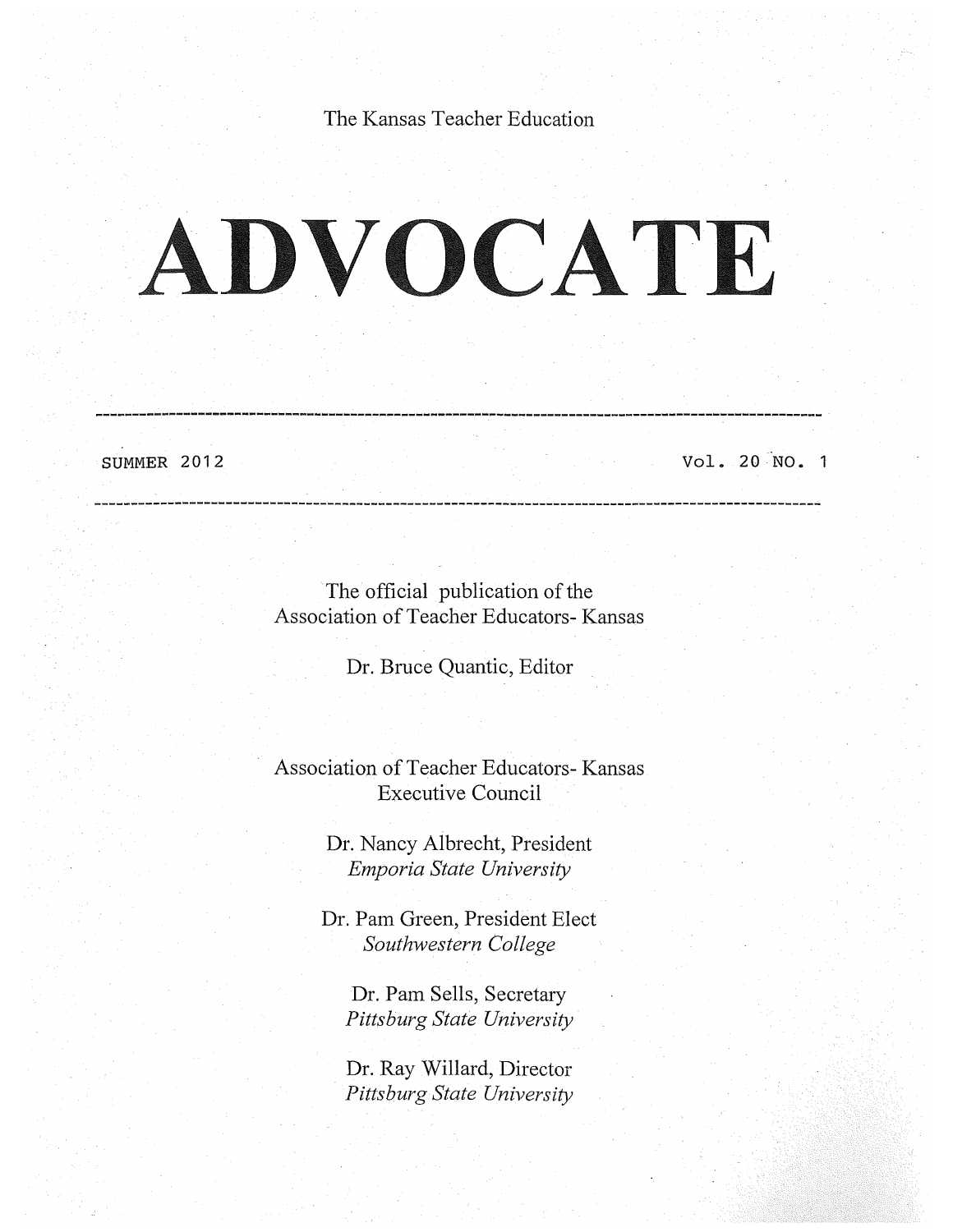The Kansas Teacher Education

# ADVOCATE

---

SUMMER 2012 | Vol. 20 NO. 1

---

The official publication of the Association of Teacher Educators- Kansas

Dr. Bruce Quantic, Editor

Association of Teacher Educators- Kansas Executive Council

Dr. Nancy Albrecht, President
*Emporia State University*

Dr. Pam Green, President Elect
*Southwestern College*

Dr. Pam Sells, Secretary
*Pittsburg State University*

Dr. Ray Willard, Director
*Pittsburg State University*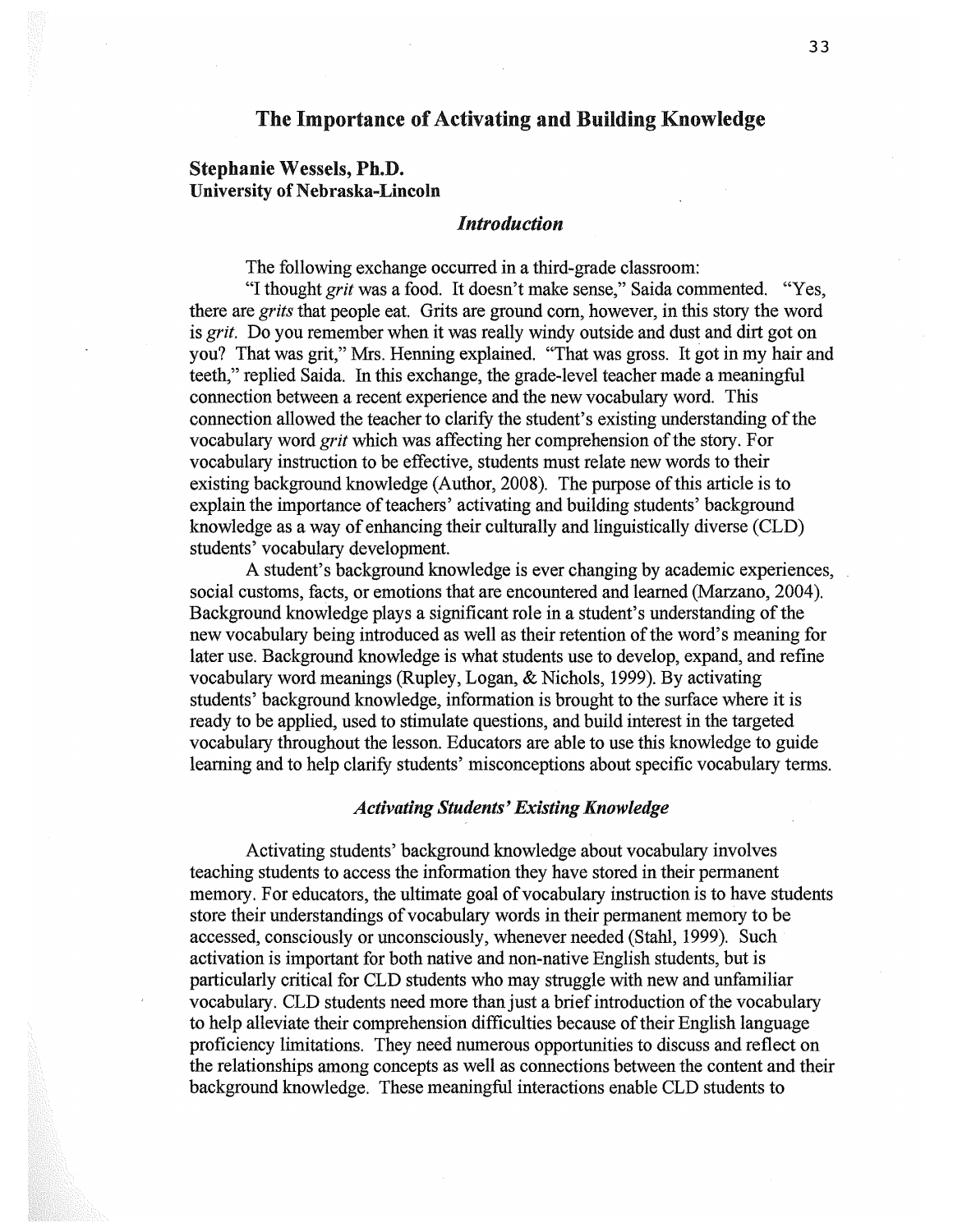# The Importance of Activating and Building Knowledge

**Stephanie Wessels, Ph.D.**
**University of Nebraska-Lincoln**

## *Introduction*

The following exchange occurred in a third-grade classroom:

"I thought *grit* was a food. It doesn't make sense," Saida commented. "Yes, there are *grits* that people eat. Grits are ground corn, however, in this story the word is *grit*. Do you remember when it was really windy outside and dust and dirt got on you? That was grit," Mrs. Henning explained. "That was gross. It got in my hair and teeth," replied Saida. In this exchange, the grade-level teacher made a meaningful connection between a recent experience and the new vocabulary word. This connection allowed the teacher to clarify the student's existing understanding of the vocabulary word *grit* which was affecting her comprehension of the story. For vocabulary instruction to be effective, students must relate new words to their existing background knowledge (Author, 2008). The purpose of this article is to explain the importance of teachers' activating and building students' background knowledge as a way of enhancing their culturally and linguistically diverse (CLD) students' vocabulary development.

A student's background knowledge is ever changing by academic experiences, social customs, facts, or emotions that are encountered and learned (Marzano, 2004). Background knowledge plays a significant role in a student's understanding of the new vocabulary being introduced as well as their retention of the word's meaning for later use. Background knowledge is what students use to develop, expand, and refine vocabulary word meanings (Rupley, Logan, & Nichols, 1999). By activating students' background knowledge, information is brought to the surface where it is ready to be applied, used to stimulate questions, and build interest in the targeted vocabulary throughout the lesson. Educators are able to use this knowledge to guide learning and to help clarify students' misconceptions about specific vocabulary terms.

### *Activating Students' Existing Knowledge*

Activating students' background knowledge about vocabulary involves teaching students to access the information they have stored in their permanent memory. For educators, the ultimate goal of vocabulary instruction is to have students store their understandings of vocabulary words in their permanent memory to be accessed, consciously or unconsciously, whenever needed (Stahl, 1999). Such activation is important for both native and non-native English students, but is particularly critical for CLD students who may struggle with new and unfamiliar vocabulary. CLD students need more than just a brief introduction of the vocabulary to help alleviate their comprehension difficulties because of their English language proficiency limitations. They need numerous opportunities to discuss and reflect on the relationships among concepts as well as connections between the content and their background knowledge. These meaningful interactions enable CLD students to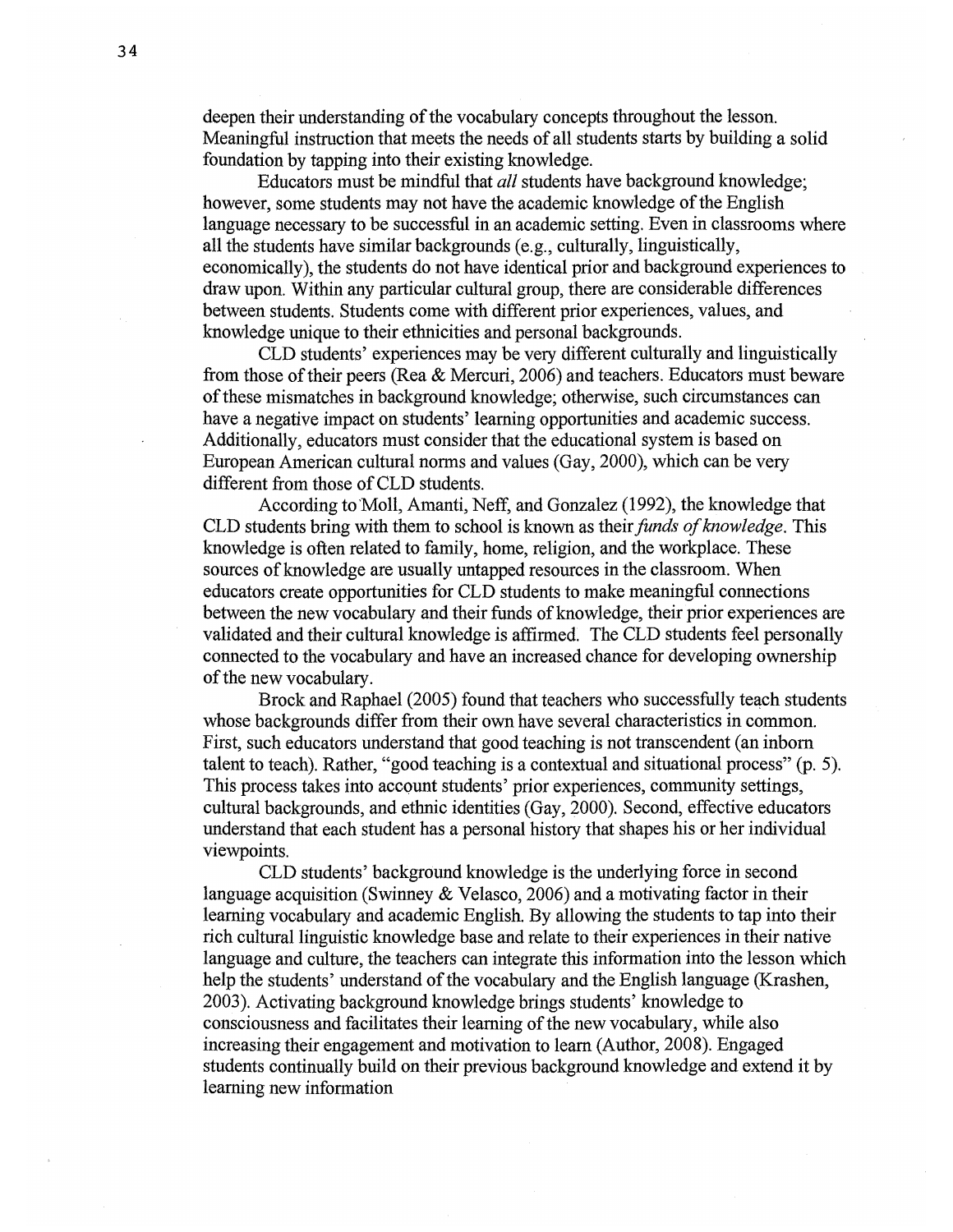deepen their understanding of the vocabulary concepts throughout the lesson. Meaningful instruction that meets the needs of all students starts by building a solid foundation by tapping into their existing knowledge.

Educators must be mindful that *all* students have background knowledge; however, some students may not have the academic knowledge of the English language necessary to be successful in an academic setting. Even in classrooms where all the students have similar backgrounds (e.g., culturally, linguistically, economically), the students do not have identical prior and background experiences to draw upon. Within any particular cultural group, there are considerable differences between students. Students come with different prior experiences, values, and knowledge unique to their ethnicities and personal backgrounds.

CLD students' experiences may be very different culturally and linguistically from those of their peers (Rea & Mercuri, 2006) and teachers. Educators must beware of these mismatches in background knowledge; otherwise, such circumstances can have a negative impact on students' learning opportunities and academic success. Additionally, educators must consider that the educational system is based on European American cultural norms and values (Gay, 2000), which can be very different from those of CLD students.

According to Moll, Amanti, Neff, and Gonzalez (1992), the knowledge that CLD students bring with them to school is known as their *funds of knowledge*. This knowledge is often related to family, home, religion, and the workplace. These sources of knowledge are usually untapped resources in the classroom. When educators create opportunities for CLD students to make meaningful connections between the new vocabulary and their funds of knowledge, their prior experiences are validated and their cultural knowledge is affirmed. The CLD students feel personally connected to the vocabulary and have an increased chance for developing ownership of the new vocabulary.

Brock and Raphael (2005) found that teachers who successfully teach students whose backgrounds differ from their own have several characteristics in common. First, such educators understand that good teaching is not transcendent (an inborn talent to teach). Rather, "good teaching is a contextual and situational process" (p. 5). This process takes into account students' prior experiences, community settings, cultural backgrounds, and ethnic identities (Gay, 2000). Second, effective educators understand that each student has a personal history that shapes his or her individual viewpoints.

CLD students' background knowledge is the underlying force in second language acquisition (Swinney & Velasco, 2006) and a motivating factor in their learning vocabulary and academic English. By allowing the students to tap into their rich cultural linguistic knowledge base and relate to their experiences in their native language and culture, the teachers can integrate this information into the lesson which help the students' understand of the vocabulary and the English language (Krashen, 2003). Activating background knowledge brings students' knowledge to consciousness and facilitates their learning of the new vocabulary, while also increasing their engagement and motivation to learn (Author, 2008). Engaged students continually build on their previous background knowledge and extend it by learning new information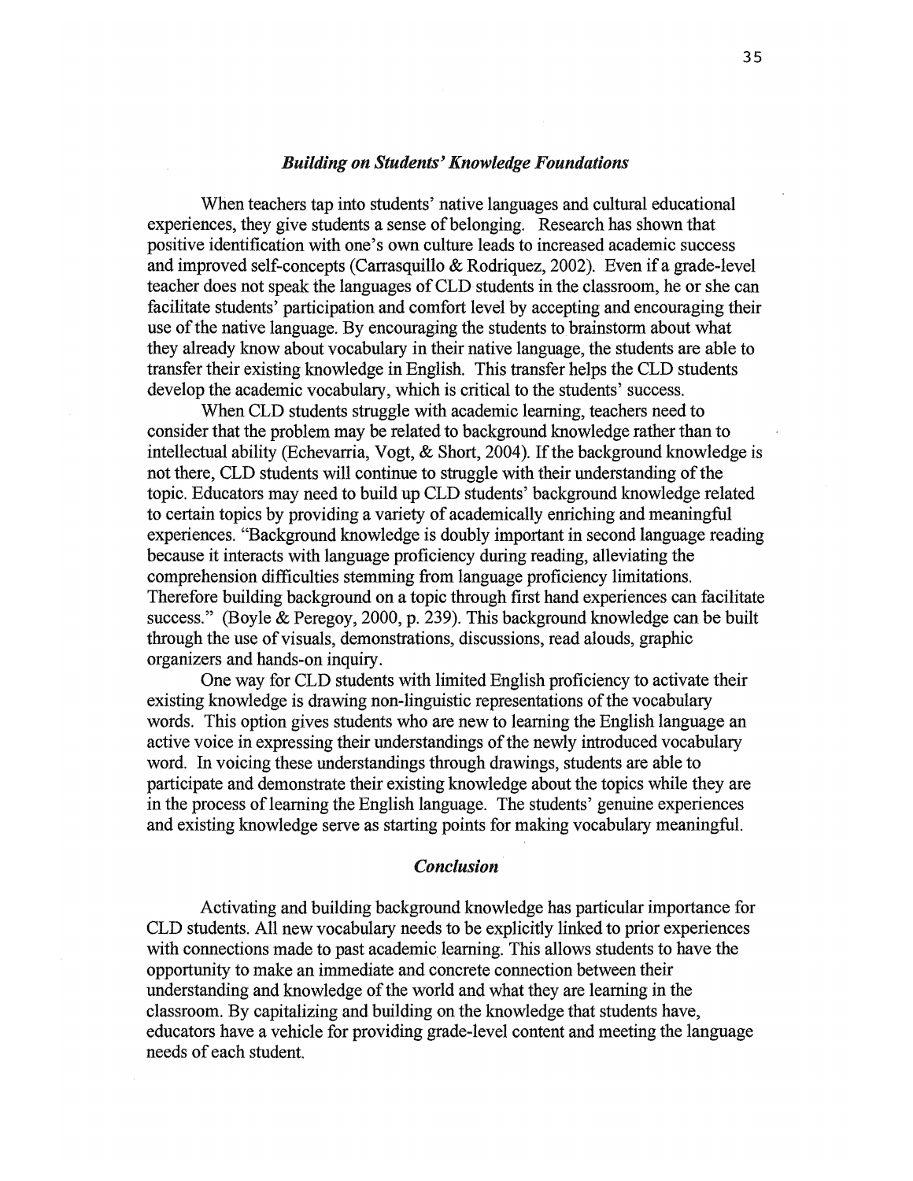## *Building on Students' Knowledge Foundations*

When teachers tap into students' native languages and cultural educational experiences, they give students a sense of belonging. Research has shown that positive identification with one's own culture leads to increased academic success and improved self-concepts (Carrasquillo & Rodriquez, 2002). Even if a grade-level teacher does not speak the languages of CLD students in the classroom, he or she can facilitate students' participation and comfort level by accepting and encouraging their use of the native language. By encouraging the students to brainstorm about what they already know about vocabulary in their native language, the students are able to transfer their existing knowledge in English. This transfer helps the CLD students develop the academic vocabulary, which is critical to the students' success.

When CLD students struggle with academic learning, teachers need to consider that the problem may be related to background knowledge rather than to intellectual ability (Echevarria, Vogt, & Short, 2004). If the background knowledge is not there, CLD students will continue to struggle with their understanding of the topic. Educators may need to build up CLD students' background knowledge related to certain topics by providing a variety of academically enriching and meaningful experiences. "Background knowledge is doubly important in second language reading because it interacts with language proficiency during reading, alleviating the comprehension difficulties stemming from language proficiency limitations. Therefore building background on a topic through first hand experiences can facilitate success." (Boyle & Peregoy, 2000, p. 239). This background knowledge can be built through the use of visuals, demonstrations, discussions, read alouds, graphic organizers and hands-on inquiry.

One way for CLD students with limited English proficiency to activate their existing knowledge is drawing non-linguistic representations of the vocabulary words. This option gives students who are new to learning the English language an active voice in expressing their understandings of the newly introduced vocabulary word. In voicing these understandings through drawings, students are able to participate and demonstrate their existing knowledge about the topics while they are in the process of learning the English language. The students' genuine experiences and existing knowledge serve as starting points for making vocabulary meaningful.

## *Conclusion*

Activating and building background knowledge has particular importance for CLD students. All new vocabulary needs to be explicitly linked to prior experiences with connections made to past academic learning. This allows students to have the opportunity to make an immediate and concrete connection between their understanding and knowledge of the world and what they are learning in the classroom. By capitalizing and building on the knowledge that students have, educators have a vehicle for providing grade-level content and meeting the language needs of each student.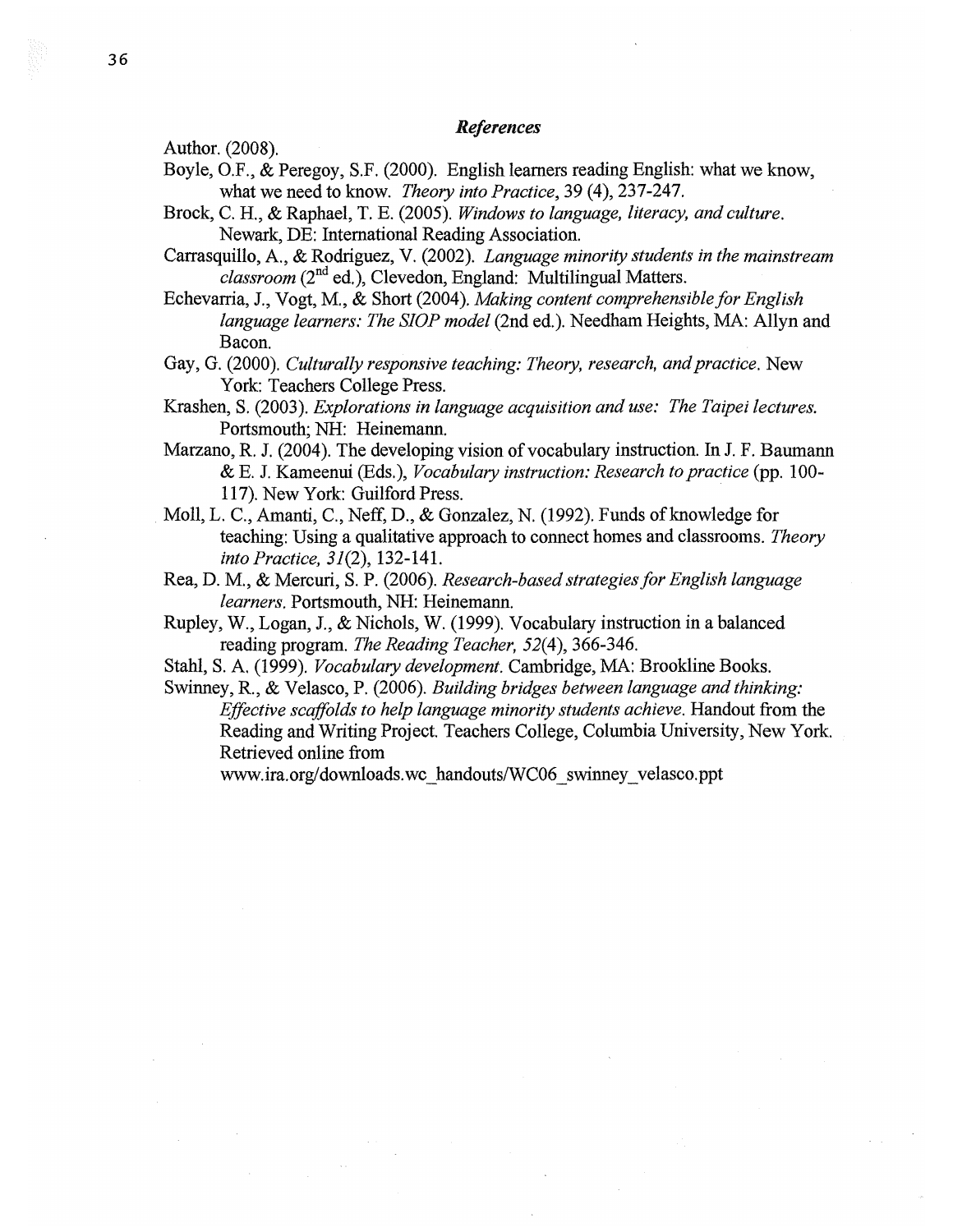### *References*

Author. (2008).

Boyle, O.F., & Peregoy, S.F. (2000). English learners reading English: what we know, what we need to know. *Theory into Practice*, 39 (4), 237-247.

Brock, C. H., & Raphael, T. E. (2005). *Windows to language, literacy, and culture*. Newark, DE: International Reading Association.

Carrasquillo, A., & Rodriguez, V. (2002). *Language minority students in the mainstream classroom* (2nd ed.), Clevedon, England: Multilingual Matters.

Echevarria, J., Vogt, M., & Short (2004). *Making content comprehensible for English language learners: The SIOP model* (2nd ed.). Needham Heights, MA: Allyn and Bacon.

Gay, G. (2000). *Culturally responsive teaching: Theory, research, and practice*. New York: Teachers College Press.

Krashen, S. (2003). *Explorations in language acquisition and use: The Taipei lectures.* Portsmouth; NH: Heinemann.

Marzano, R. J. (2004). The developing vision of vocabulary instruction. In J. F. Baumann & E. J. Kameenui (Eds.), *Vocabulary instruction: Research to practice* (pp. 100-117). New York: Guilford Press.

Moll, L. C., Amanti, C., Neff, D., & Gonzalez, N. (1992). Funds of knowledge for teaching: Using a qualitative approach to connect homes and classrooms. *Theory into Practice, 31*(2), 132-141.

Rea, D. M., & Mercuri, S. P. (2006). *Research-based strategies for English language learners*. Portsmouth, NH: Heinemann.

Rupley, W., Logan, J., & Nichols, W. (1999). Vocabulary instruction in a balanced reading program. *The Reading Teacher, 52*(4), 366-346.

Stahl, S. A. (1999). *Vocabulary development*. Cambridge, MA: Brookline Books.

Swinney, R., & Velasco, P. (2006). *Building bridges between language and thinking: Effective scaffolds to help language minority students achieve*. Handout from the Reading and Writing Project. Teachers College, Columbia University, New York. Retrieved online from www.ira.org/downloads.wc_handouts/WC06_swinney_velasco.ppt